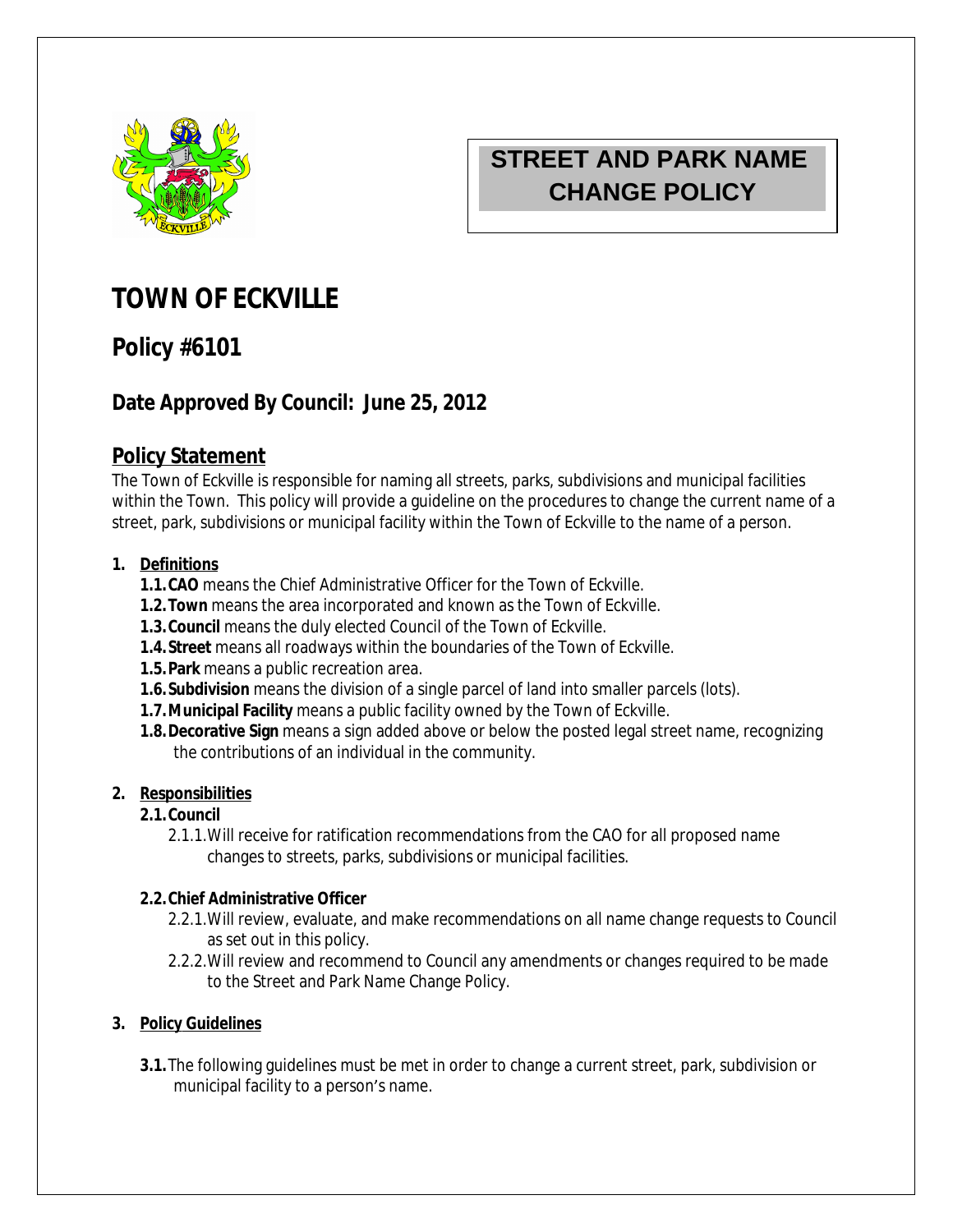# STREET AND PARK NAME CHANGE POLICY

# TOWN OF ECKVILLE

## Policy #6101

### Date Approved By Council: June 25, 2012

### Policy Statement

The Town of Eckville is responsible for naming all streets, parks, subdivisions and municipal facilities within the Town. This policy will provide a guideline on the procedures to change the current name of a street, park, subdivisions or municipal facility within the Town of Eckville to the name of a person.

**1. Definitions**

- **1.1. CAO** means the Chief Administrative Officer for the Town of Eckville.
- **1.2. Town** means the area incorporated and known as the Town of Eckville.
- **1.3. Council** means the duly elected Council of the Town of Eckville.
- **1.4. Street** means all roadways within the boundaries of the Town of Eckville.
- **1.5. Park** means a public recreation area.
- **1.6. Subdivision** means the division of a single parcel of land into smaller parcels (lots).
- **1.7. Municipal Facility** means a public facility owned by the Town of Eckville.
- **1.8. Decorative Sign** means a sign added above or below the posted legal street name, recognizing the contributions of an individual in the community.

**2. Responsibilities**

**2.1. Council**

- 2.1.1. Will receive for ratification recommendations from the CAO for all proposed name changes to streets, parks, subdivisions or municipal facilities.

**2.2. Chief Administrative Officer**

- 2.2.1. Will review, evaluate, and make recommendations on all name change requests to Council as set out in this policy.
- 2.2.2. Will review and recommend to Council any amendments or changes required to be made to the Street and Park Name Change Policy.

**3. Policy Guidelines**

**3.1.** The following guidelines must be met in order to change a current street, park, subdivision or municipal facility to a person's name.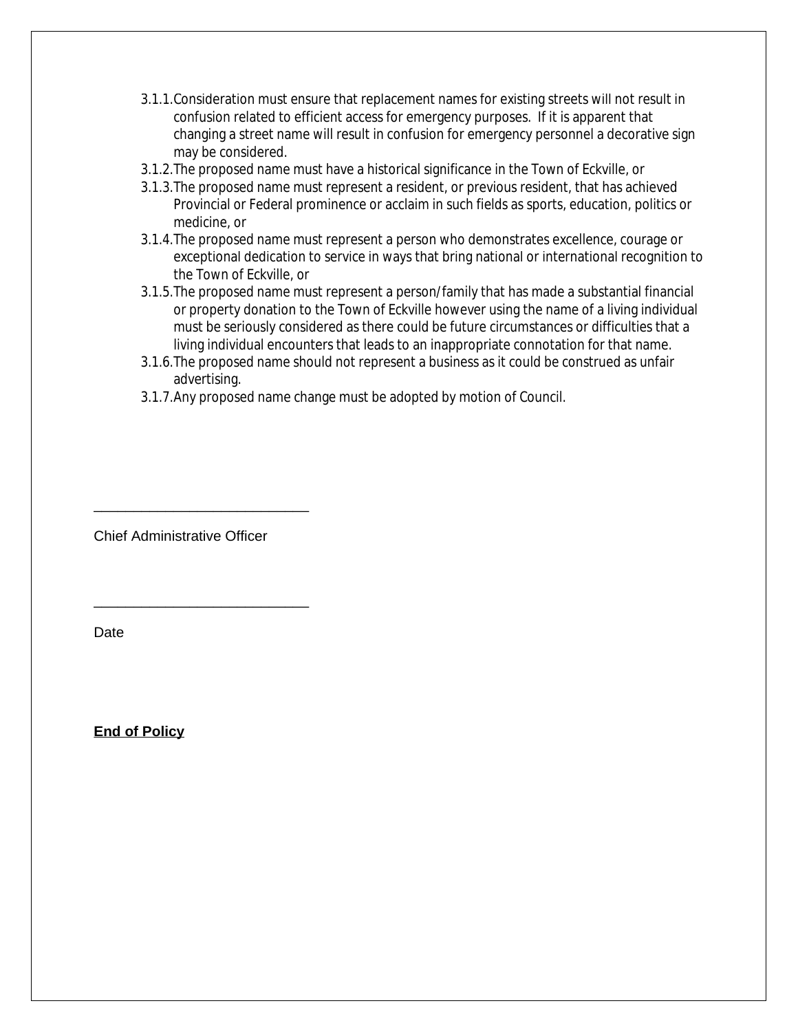- 3.1.1. Consideration must ensure that replacement names for existing streets will not result in confusion related to efficient access for emergency purposes. If it is apparent that changing a street name will result in confusion for emergency personnel a decorative sign may be considered.
- 3.1.2. The proposed name must have a historical significance in the Town of Eckville, or
- 3.1.3. The proposed name must represent a resident, or previous resident, that has achieved Provincial or Federal prominence or acclaim in such fields as sports, education, politics or medicine, or
- 3.1.4. The proposed name must represent a person who demonstrates excellence, courage or exceptional dedication to service in ways that bring national or international recognition to the Town of Eckville, or
- 3.1.5. The proposed name must represent a person/family that has made a substantial financial or property donation to the Town of Eckville however using the name of a living individual must be seriously considered as there could be future circumstances or difficulties that a living individual encounters that leads to an inappropriate connotation for that name.
- 3.1.6. The proposed name should not represent a business as it could be construed as unfair advertising.
- 3.1.7. Any proposed name change must be adopted by motion of Council.

\_\_\_\_\_\_\_\_\_\_\_\_\_\_\_\_\_\_\_\_\_\_\_\_\_\_\_\_

Chief Administrative Officer

\_\_\_\_\_\_\_\_\_\_\_\_\_\_\_\_\_\_\_\_\_\_\_\_\_\_\_\_

Date

**End of Policy**